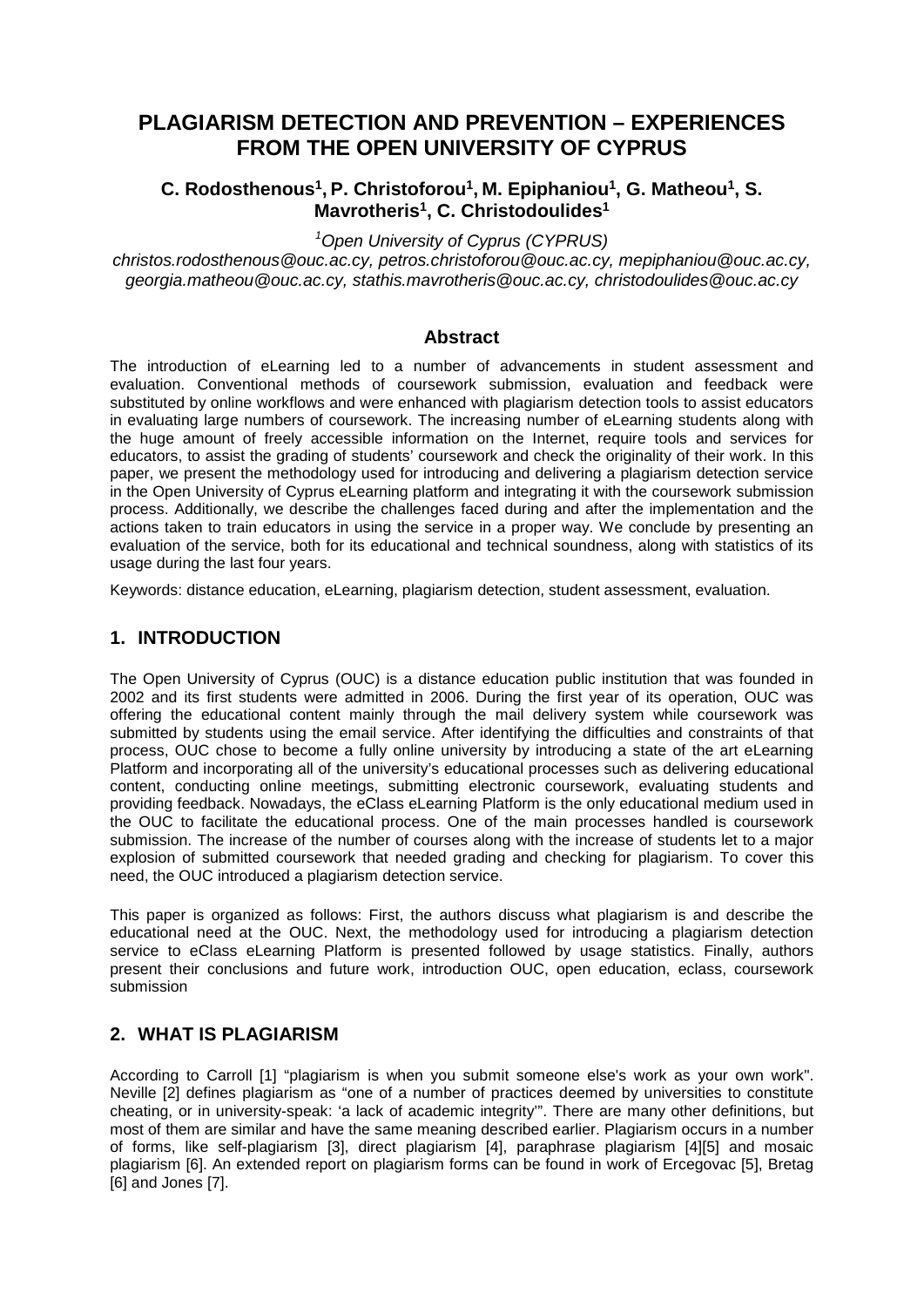# PLAGIARISM DETECTION AND PREVENTION – EXPERIENCES FROM THE OPEN UNIVERSITY OF CYPRUS

**C. Rodosthenous[1], P. Christoforou[1], M. Epiphaniou[1], G. Matheou[1], S. Mavrotheris[1], C. Christodoulides[1]**

*[1]Open University of Cyprus (CYPRUS)*

*christos.rodosthenous@ouc.ac.cy, petros.christoforou@ouc.ac.cy, mepiphaniou@ouc.ac.cy, georgia.matheou@ouc.ac.cy, stathis.mavrotheris@ouc.ac.cy, christodoulides@ouc.ac.cy*

### Abstract

The introduction of eLearning led to a number of advancements in student assessment and evaluation. Conventional methods of coursework submission, evaluation and feedback were substituted by online workflows and were enhanced with plagiarism detection tools to assist educators in evaluating large numbers of coursework. The increasing number of eLearning students along with the huge amount of freely accessible information on the Internet, require tools and services for educators, to assist the grading of students' coursework and check the originality of their work. In this paper, we present the methodology used for introducing and delivering a plagiarism detection service in the Open University of Cyprus eLearning platform and integrating it with the coursework submission process. Additionally, we describe the challenges faced during and after the implementation and the actions taken to train educators in using the service in a proper way. We conclude by presenting an evaluation of the service, both for its educational and technical soundness, along with statistics of its usage during the last four years.

Keywords: distance education, eLearning, plagiarism detection, student assessment, evaluation.

## 1. INTRODUCTION

The Open University of Cyprus (OUC) is a distance education public institution that was founded in 2002 and its first students were admitted in 2006. During the first year of its operation, OUC was offering the educational content mainly through the mail delivery system while coursework was submitted by students using the email service. After identifying the difficulties and constraints of that process, OUC chose to become a fully online university by introducing a state of the art eLearning Platform and incorporating all of the university's educational processes such as delivering educational content, conducting online meetings, submitting electronic coursework, evaluating students and providing feedback. Nowadays, the eClass eLearning Platform is the only educational medium used in the OUC to facilitate the educational process. One of the main processes handled is coursework submission. The increase of the number of courses along with the increase of students let to a major explosion of submitted coursework that needed grading and checking for plagiarism. To cover this need, the OUC introduced a plagiarism detection service.

This paper is organized as follows: First, the authors discuss what plagiarism is and describe the educational need at the OUC. Next, the methodology used for introducing a plagiarism detection service to eClass eLearning Platform is presented followed by usage statistics. Finally, authors present their conclusions and future work, introduction OUC, open education, eclass, coursework submission

## 2. WHAT IS PLAGIARISM

According to Carroll [1] "plagiarism is when you submit someone else's work as your own work". Neville [2] defines plagiarism as "one of a number of practices deemed by universities to constitute cheating, or in university-speak: 'a lack of academic integrity'". There are many other definitions, but most of them are similar and have the same meaning described earlier. Plagiarism occurs in a number of forms, like self-plagiarism [3], direct plagiarism [4], paraphrase plagiarism [4][5] and mosaic plagiarism [6]. An extended report on plagiarism forms can be found in work of Ercegovac [5], Bretag [6] and Jones [7].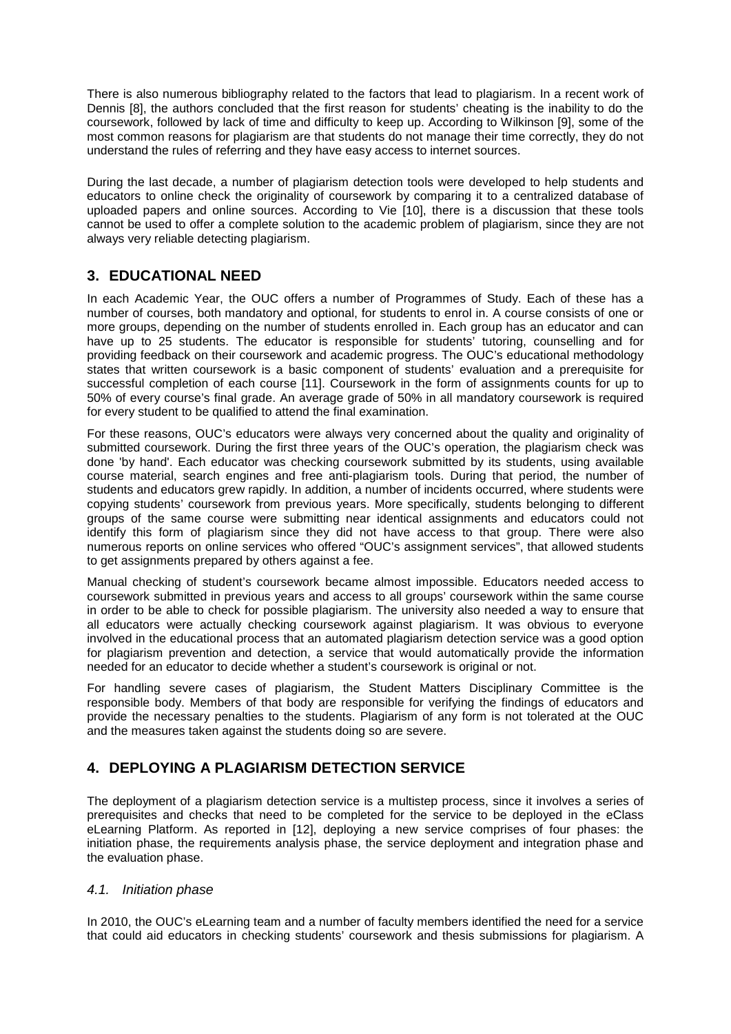There is also numerous bibliography related to the factors that lead to plagiarism. In a recent work of Dennis [8], the authors concluded that the first reason for students' cheating is the inability to do the coursework, followed by lack of time and difficulty to keep up. According to Wilkinson [9], some of the most common reasons for plagiarism are that students do not manage their time correctly, they do not understand the rules of referring and they have easy access to internet sources.

During the last decade, a number of plagiarism detection tools were developed to help students and educators to online check the originality of coursework by comparing it to a centralized database of uploaded papers and online sources. According to Vie [10], there is a discussion that these tools cannot be used to offer a complete solution to the academic problem of plagiarism, since they are not always very reliable detecting plagiarism.

## 3. EDUCATIONAL NEED

In each Academic Year, the OUC offers a number of Programmes of Study. Each of these has a number of courses, both mandatory and optional, for students to enrol in. A course consists of one or more groups, depending on the number of students enrolled in. Each group has an educator and can have up to 25 students. The educator is responsible for students' tutoring, counselling and for providing feedback on their coursework and academic progress. The OUC's educational methodology states that written coursework is a basic component of students' evaluation and a prerequisite for successful completion of each course [11]. Coursework in the form of assignments counts for up to 50% of every course's final grade. An average grade of 50% in all mandatory coursework is required for every student to be qualified to attend the final examination.

For these reasons, OUC's educators were always very concerned about the quality and originality of submitted coursework. During the first three years of the OUC's operation, the plagiarism check was done 'by hand'. Each educator was checking coursework submitted by its students, using available course material, search engines and free anti-plagiarism tools. During that period, the number of students and educators grew rapidly. In addition, a number of incidents occurred, where students were copying students' coursework from previous years. More specifically, students belonging to different groups of the same course were submitting near identical assignments and educators could not identify this form of plagiarism since they did not have access to that group. There were also numerous reports on online services who offered "OUC's assignment services", that allowed students to get assignments prepared by others against a fee.

Manual checking of student's coursework became almost impossible. Educators needed access to coursework submitted in previous years and access to all groups' coursework within the same course in order to be able to check for possible plagiarism. The university also needed a way to ensure that all educators were actually checking coursework against plagiarism. It was obvious to everyone involved in the educational process that an automated plagiarism detection service was a good option for plagiarism prevention and detection, a service that would automatically provide the information needed for an educator to decide whether a student's coursework is original or not.

For handling severe cases of plagiarism, the Student Matters Disciplinary Committee is the responsible body. Members of that body are responsible for verifying the findings of educators and provide the necessary penalties to the students. Plagiarism of any form is not tolerated at the OUC and the measures taken against the students doing so are severe.

## 4. DEPLOYING A PLAGIARISM DETECTION SERVICE

The deployment of a plagiarism detection service is a multistep process, since it involves a series of prerequisites and checks that need to be completed for the service to be deployed in the eClass eLearning Platform. As reported in [12], deploying a new service comprises of four phases: the initiation phase, the requirements analysis phase, the service deployment and integration phase and the evaluation phase.

### *4.1. Initiation phase*

In 2010, the OUC's eLearning team and a number of faculty members identified the need for a service that could aid educators in checking students' coursework and thesis submissions for plagiarism. A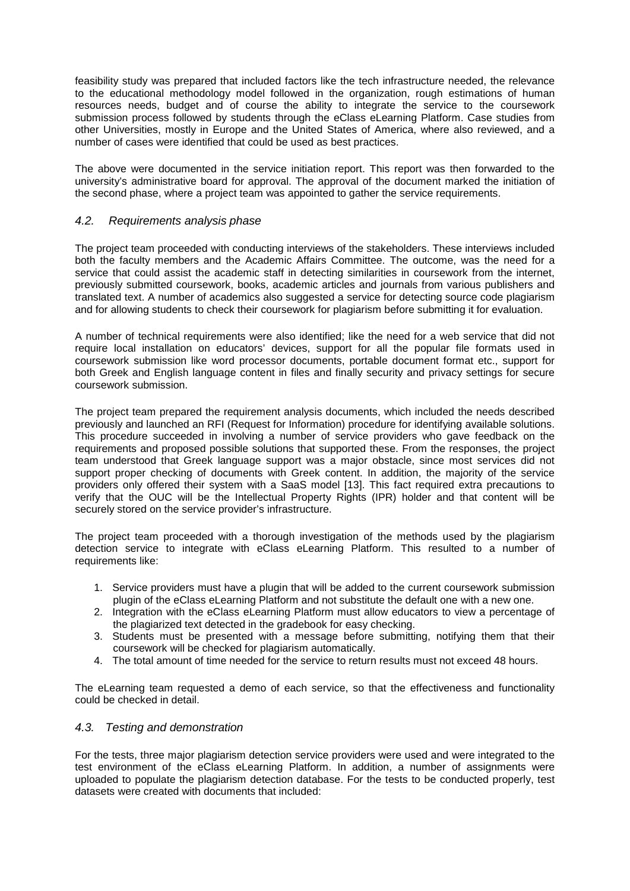feasibility study was prepared that included factors like the tech infrastructure needed, the relevance to the educational methodology model followed in the organization, rough estimations of human resources needs, budget and of course the ability to integrate the service to the coursework submission process followed by students through the eClass eLearning Platform. Case studies from other Universities, mostly in Europe and the United States of America, where also reviewed, and a number of cases were identified that could be used as best practices.

The above were documented in the service initiation report. This report was then forwarded to the university's administrative board for approval. The approval of the document marked the initiation of the second phase, where a project team was appointed to gather the service requirements.

### *4.2. Requirements analysis phase*

The project team proceeded with conducting interviews of the stakeholders. These interviews included both the faculty members and the Academic Affairs Committee. The outcome, was the need for a service that could assist the academic staff in detecting similarities in coursework from the internet, previously submitted coursework, books, academic articles and journals from various publishers and translated text. A number of academics also suggested a service for detecting source code plagiarism and for allowing students to check their coursework for plagiarism before submitting it for evaluation.

A number of technical requirements were also identified; like the need for a web service that did not require local installation on educators' devices, support for all the popular file formats used in coursework submission like word processor documents, portable document format etc., support for both Greek and English language content in files and finally security and privacy settings for secure coursework submission.

The project team prepared the requirement analysis documents, which included the needs described previously and launched an RFI (Request for Information) procedure for identifying available solutions. This procedure succeeded in involving a number of service providers who gave feedback on the requirements and proposed possible solutions that supported these. From the responses, the project team understood that Greek language support was a major obstacle, since most services did not support proper checking of documents with Greek content. In addition, the majority of the service providers only offered their system with a SaaS model [13]. This fact required extra precautions to verify that the OUC will be the Intellectual Property Rights (IPR) holder and that content will be securely stored on the service provider's infrastructure.

The project team proceeded with a thorough investigation of the methods used by the plagiarism detection service to integrate with eClass eLearning Platform. This resulted to a number of requirements like:

1. Service providers must have a plugin that will be added to the current coursework submission plugin of the eClass eLearning Platform and not substitute the default one with a new one.
2. Integration with the eClass eLearning Platform must allow educators to view a percentage of the plagiarized text detected in the gradebook for easy checking.
3. Students must be presented with a message before submitting, notifying them that their coursework will be checked for plagiarism automatically.
4. The total amount of time needed for the service to return results must not exceed 48 hours.

The eLearning team requested a demo of each service, so that the effectiveness and functionality could be checked in detail.

### *4.3. Testing and demonstration*

For the tests, three major plagiarism detection service providers were used and were integrated to the test environment of the eClass eLearning Platform. In addition, a number of assignments were uploaded to populate the plagiarism detection database. For the tests to be conducted properly, test datasets were created with documents that included: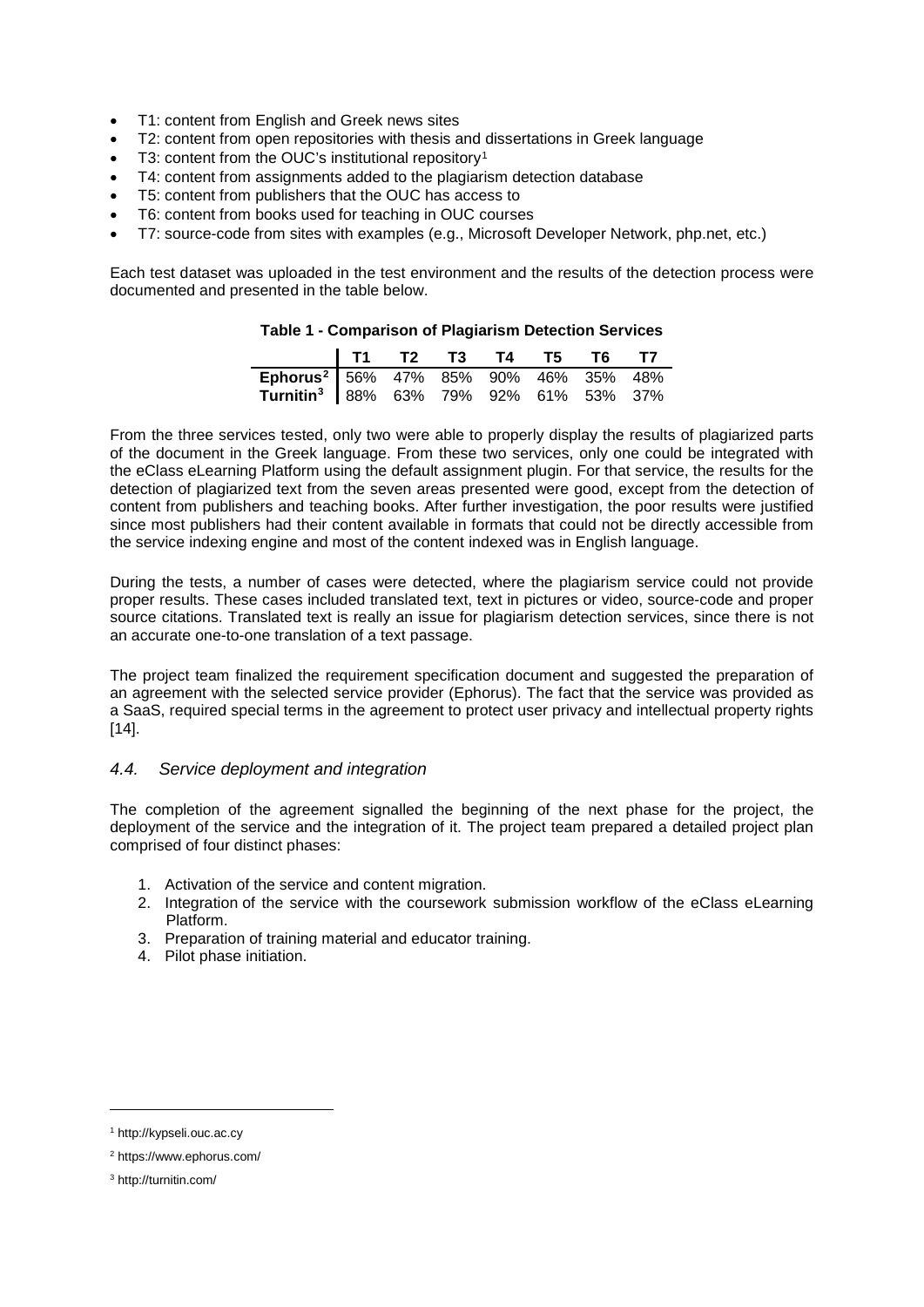- T1: content from English and Greek news sites
- T2: content from open repositories with thesis and dissertations in Greek language
- T3: content from the OUC's institutional repository[1]
- T4: content from assignments added to the plagiarism detection database
- T5: content from publishers that the OUC has access to
- T6: content from books used for teaching in OUC courses
- T7: source-code from sites with examples (e.g., Microsoft Developer Network, php.net, etc.)

Each test dataset was uploaded in the test environment and the results of the detection process were documented and presented in the table below.

**Table 1 - Comparison of Plagiarism Detection Services**

| | T1 | T2 | T3 | T4 | T5 | T6 | T7 |
|---|---|---|---|---|---|---|---|
| **Ephorus**[2] | 56% | 47% | 85% | 90% | 46% | 35% | 48% |
| **Turnitin**[3] | 88% | 63% | 79% | 92% | 61% | 53% | 37% |

From the three services tested, only two were able to properly display the results of plagiarized parts of the document in the Greek language. From these two services, only one could be integrated with the eClass eLearning Platform using the default assignment plugin. For that service, the results for the detection of plagiarized text from the seven areas presented were good, except from the detection of content from publishers and teaching books. After further investigation, the poor results were justified since most publishers had their content available in formats that could not be directly accessible from the service indexing engine and most of the content indexed was in English language.

During the tests, a number of cases were detected, where the plagiarism service could not provide proper results. These cases included translated text, text in pictures or video, source-code and proper source citations. Translated text is really an issue for plagiarism detection services, since there is not an accurate one-to-one translation of a text passage.

The project team finalized the requirement specification document and suggested the preparation of an agreement with the selected service provider (Ephorus). The fact that the service was provided as a SaaS, required special terms in the agreement to protect user privacy and intellectual property rights [14].

### *4.4. Service deployment and integration*

The completion of the agreement signalled the beginning of the next phase for the project, the deployment of the service and the integration of it. The project team prepared a detailed project plan comprised of four distinct phases:

1. Activation of the service and content migration.
2. Integration of the service with the coursework submission workflow of the eClass eLearning Platform.
3. Preparation of training material and educator training.
4. Pilot phase initiation.

---

[1] http://kypseli.ouc.ac.cy

[2] https://www.ephorus.com/

[3] http://turnitin.com/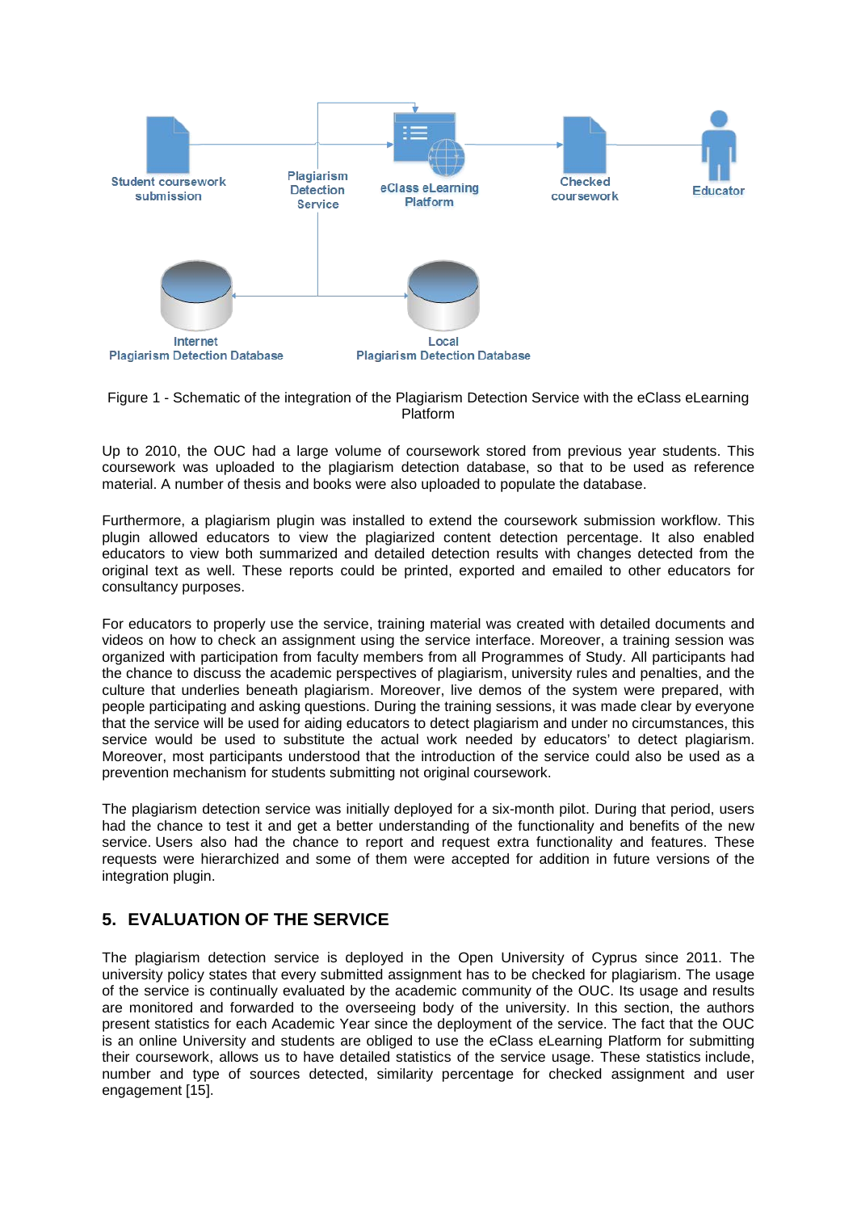Figure 1 - Schematic of the integration of the Plagiarism Detection Service with the eClass eLearning Platform

Up to 2010, the OUC had a large volume of coursework stored from previous year students. This coursework was uploaded to the plagiarism detection database, so that to be used as reference material. A number of thesis and books were also uploaded to populate the database.

Furthermore, a plagiarism plugin was installed to extend the coursework submission workflow. This plugin allowed educators to view the plagiarized content detection percentage. It also enabled educators to view both summarized and detailed detection results with changes detected from the original text as well. These reports could be printed, exported and emailed to other educators for consultancy purposes.

For educators to properly use the service, training material was created with detailed documents and videos on how to check an assignment using the service interface. Moreover, a training session was organized with participation from faculty members from all Programmes of Study. All participants had the chance to discuss the academic perspectives of plagiarism, university rules and penalties, and the culture that underlies beneath plagiarism. Moreover, live demos of the system were prepared, with people participating and asking questions. During the training sessions, it was made clear by everyone that the service will be used for aiding educators to detect plagiarism and under no circumstances, this service would be used to substitute the actual work needed by educators' to detect plagiarism. Moreover, most participants understood that the introduction of the service could also be used as a prevention mechanism for students submitting not original coursework.

The plagiarism detection service was initially deployed for a six-month pilot. During that period, users had the chance to test it and get a better understanding of the functionality and benefits of the new service. Users also had the chance to report and request extra functionality and features. These requests were hierarchized and some of them were accepted for addition in future versions of the integration plugin.

## 5. EVALUATION OF THE SERVICE

The plagiarism detection service is deployed in the Open University of Cyprus since 2011. The university policy states that every submitted assignment has to be checked for plagiarism. The usage of the service is continually evaluated by the academic community of the OUC. Its usage and results are monitored and forwarded to the overseeing body of the university. In this section, the authors present statistics for each Academic Year since the deployment of the service. The fact that the OUC is an online University and students are obliged to use the eClass eLearning Platform for submitting their coursework, allows us to have detailed statistics of the service usage. These statistics include, number and type of sources detected, similarity percentage for checked assignment and user engagement [15].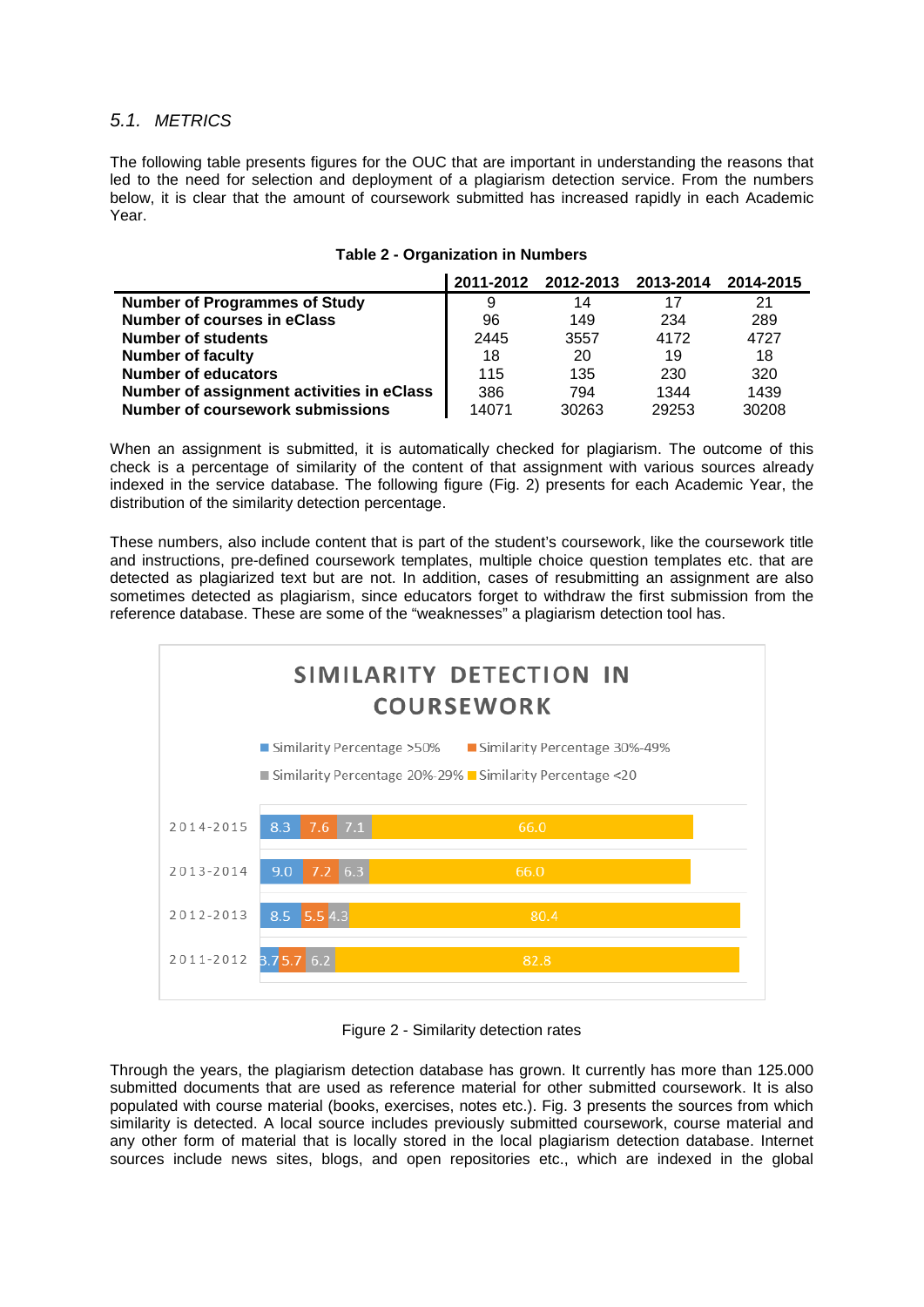## 5.1. *METRICS*

The following table presents figures for the OUC that are important in understanding the reasons that led to the need for selection and deployment of a plagiarism detection service. From the numbers below, it is clear that the amount of coursework submitted has increased rapidly in each Academic Year.

**Table 2 - Organization in Numbers**

| | 2011-2012 | 2012-2013 | 2013-2014 | 2014-2015 |
|---|---|---|---|---|
| **Number of Programmes of Study** | 9 | 14 | 17 | 21 |
| **Number of courses in eClass** | 96 | 149 | 234 | 289 |
| **Number of students** | 2445 | 3557 | 4172 | 4727 |
| **Number of faculty** | 18 | 20 | 19 | 18 |
| **Number of educators** | 115 | 135 | 230 | 320 |
| **Number of assignment activities in eClass** | 386 | 794 | 1344 | 1439 |
| **Number of coursework submissions** | 14071 | 30263 | 29253 | 30208 |

When an assignment is submitted, it is automatically checked for plagiarism. The outcome of this check is a percentage of similarity of the content of that assignment with various sources already indexed in the service database. The following figure (Fig. 2) presents for each Academic Year, the distribution of the similarity detection percentage.

These numbers, also include content that is part of the student's coursework, like the coursework title and instructions, pre-defined coursework templates, multiple choice question templates etc. that are detected as plagiarized text but are not. In addition, cases of resubmitting an assignment are also sometimes detected as plagiarism, since educators forget to withdraw the first submission from the reference database. These are some of the "weaknesses" a plagiarism detection tool has.

Figure 2 - Similarity detection rates

Through the years, the plagiarism detection database has grown. It currently has more than 125.000 submitted documents that are used as reference material for other submitted coursework. It is also populated with course material (books, exercises, notes etc.). Fig. 3 presents the sources from which similarity is detected. A local source includes previously submitted coursework, course material and any other form of material that is locally stored in the local plagiarism detection database. Internet sources include news sites, blogs, and open repositories etc., which are indexed in the global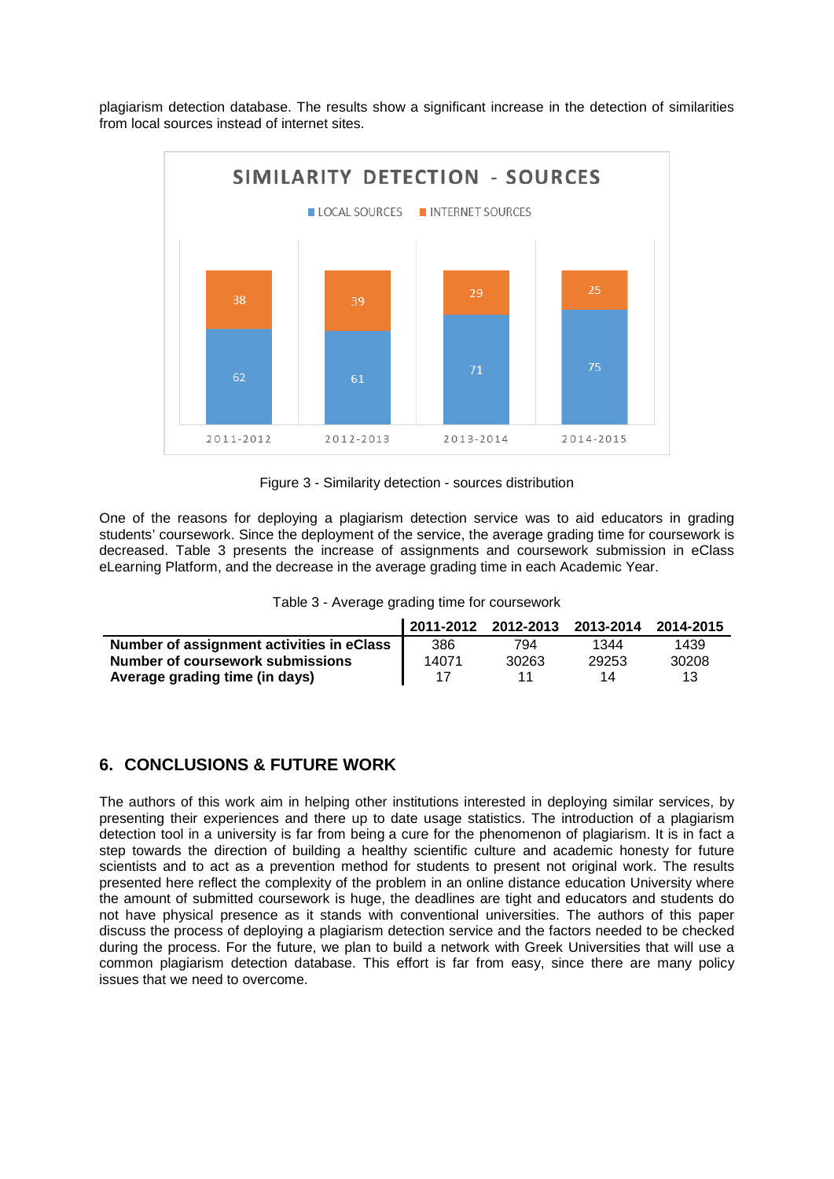plagiarism detection database. The results show a significant increase in the detection of similarities from local sources instead of internet sites.

Figure 3 - Similarity detection - sources distribution

One of the reasons for deploying a plagiarism detection service was to aid educators in grading students' coursework. Since the deployment of the service, the average grading time for coursework is decreased. Table 3 presents the increase of assignments and coursework submission in eClass eLearning Platform, and the decrease in the average grading time in each Academic Year.

Table 3 - Average grading time for coursework

| | 2011-2012 | 2012-2013 | 2013-2014 | 2014-2015 |
|---|---|---|---|---|
| **Number of assignment activities in eClass** | 386 | 794 | 1344 | 1439 |
| **Number of coursework submissions** | 14071 | 30263 | 29253 | 30208 |
| **Average grading time (in days)** | 17 | 11 | 14 | 13 |

## 6. CONCLUSIONS & FUTURE WORK

The authors of this work aim in helping other institutions interested in deploying similar services, by presenting their experiences and there up to date usage statistics. The introduction of a plagiarism detection tool in a university is far from being a cure for the phenomenon of plagiarism. It is in fact a step towards the direction of building a healthy scientific culture and academic honesty for future scientists and to act as a prevention method for students to present not original work. The results presented here reflect the complexity of the problem in an online distance education University where the amount of submitted coursework is huge, the deadlines are tight and educators and students do not have physical presence as it stands with conventional universities. The authors of this paper discuss the process of deploying a plagiarism detection service and the factors needed to be checked during the process. For the future, we plan to build a network with Greek Universities that will use a common plagiarism detection database. This effort is far from easy, since there are many policy issues that we need to overcome.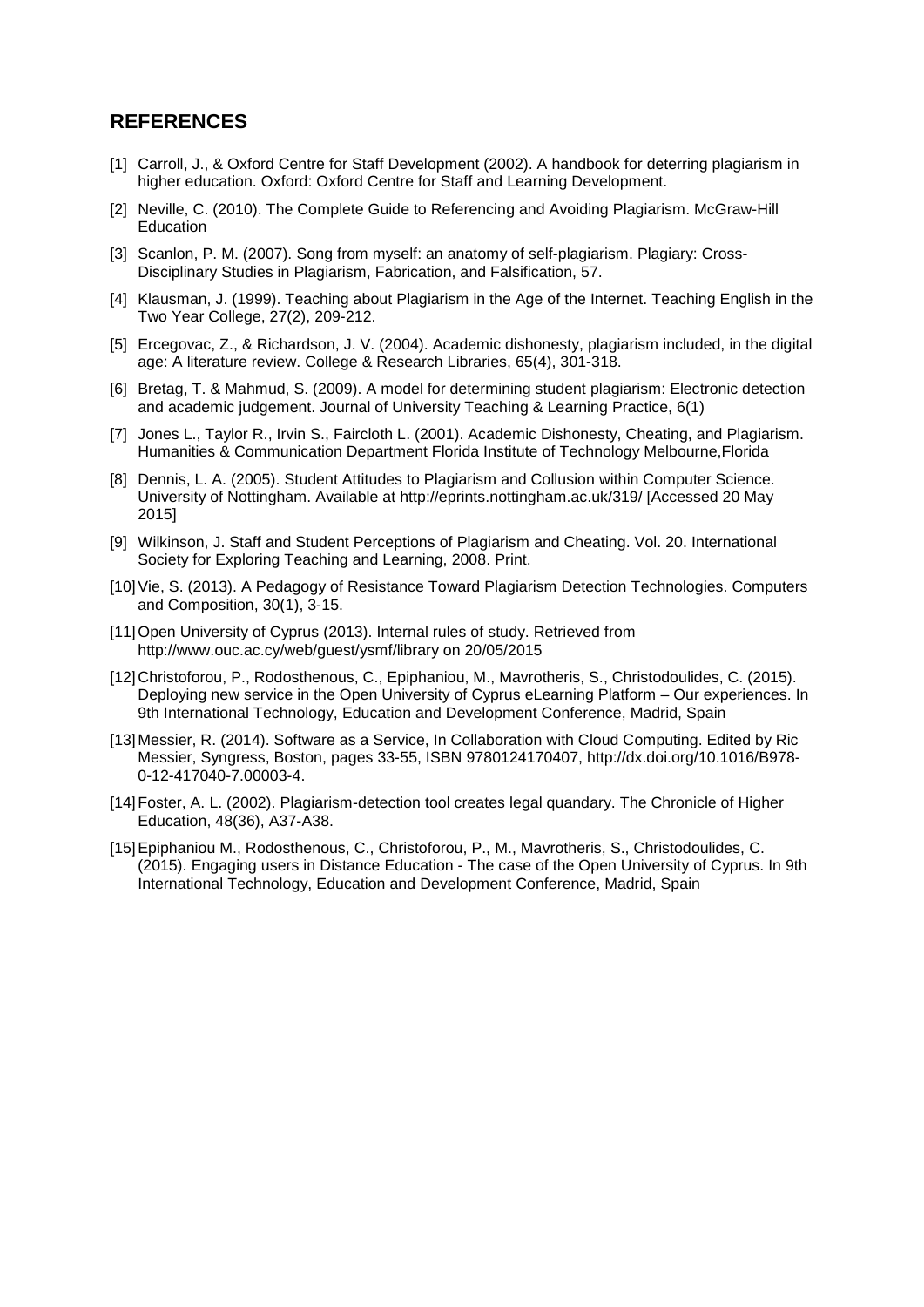## REFERENCES

[1] Carroll, J., & Oxford Centre for Staff Development (2002). A handbook for deterring plagiarism in higher education. Oxford: Oxford Centre for Staff and Learning Development.

[2] Neville, C. (2010). The Complete Guide to Referencing and Avoiding Plagiarism. McGraw-Hill Education

[3] Scanlon, P. M. (2007). Song from myself: an anatomy of self-plagiarism. Plagiary: Cross-Disciplinary Studies in Plagiarism, Fabrication, and Falsification, 57.

[4] Klausman, J. (1999). Teaching about Plagiarism in the Age of the Internet. Teaching English in the Two Year College, 27(2), 209-212.

[5] Ercegovac, Z., & Richardson, J. V. (2004). Academic dishonesty, plagiarism included, in the digital age: A literature review. College & Research Libraries, 65(4), 301-318.

[6] Bretag, T. & Mahmud, S. (2009). A model for determining student plagiarism: Electronic detection and academic judgement. Journal of University Teaching & Learning Practice, 6(1)

[7] Jones L., Taylor R., Irvin S., Faircloth L. (2001). Academic Dishonesty, Cheating, and Plagiarism. Humanities & Communication Department Florida Institute of Technology Melbourne,Florida

[8] Dennis, L. A. (2005). Student Attitudes to Plagiarism and Collusion within Computer Science. University of Nottingham. Available at http://eprints.nottingham.ac.uk/319/ [Accessed 20 May 2015]

[9] Wilkinson, J. Staff and Student Perceptions of Plagiarism and Cheating. Vol. 20. International Society for Exploring Teaching and Learning, 2008. Print.

[10] Vie, S. (2013). A Pedagogy of Resistance Toward Plagiarism Detection Technologies. Computers and Composition, 30(1), 3-15.

[11] Open University of Cyprus (2013). Internal rules of study. Retrieved from http://www.ouc.ac.cy/web/guest/ysmf/library on 20/05/2015

[12] Christoforou, P., Rodosthenous, C., Epiphaniou, M., Mavrotheris, S., Christodoulides, C. (2015). Deploying new service in the Open University of Cyprus eLearning Platform – Our experiences. In 9th International Technology, Education and Development Conference, Madrid, Spain

[13] Messier, R. (2014). Software as a Service, In Collaboration with Cloud Computing. Edited by Ric Messier, Syngress, Boston, pages 33-55, ISBN 9780124170407, http://dx.doi.org/10.1016/B978-0-12-417040-7.00003-4.

[14] Foster, A. L. (2002). Plagiarism-detection tool creates legal quandary. The Chronicle of Higher Education, 48(36), A37-A38.

[15] Epiphaniou M., Rodosthenous, C., Christoforou, P., M., Mavrotheris, S., Christodoulides, C. (2015). Engaging users in Distance Education - The case of the Open University of Cyprus. In 9th International Technology, Education and Development Conference, Madrid, Spain